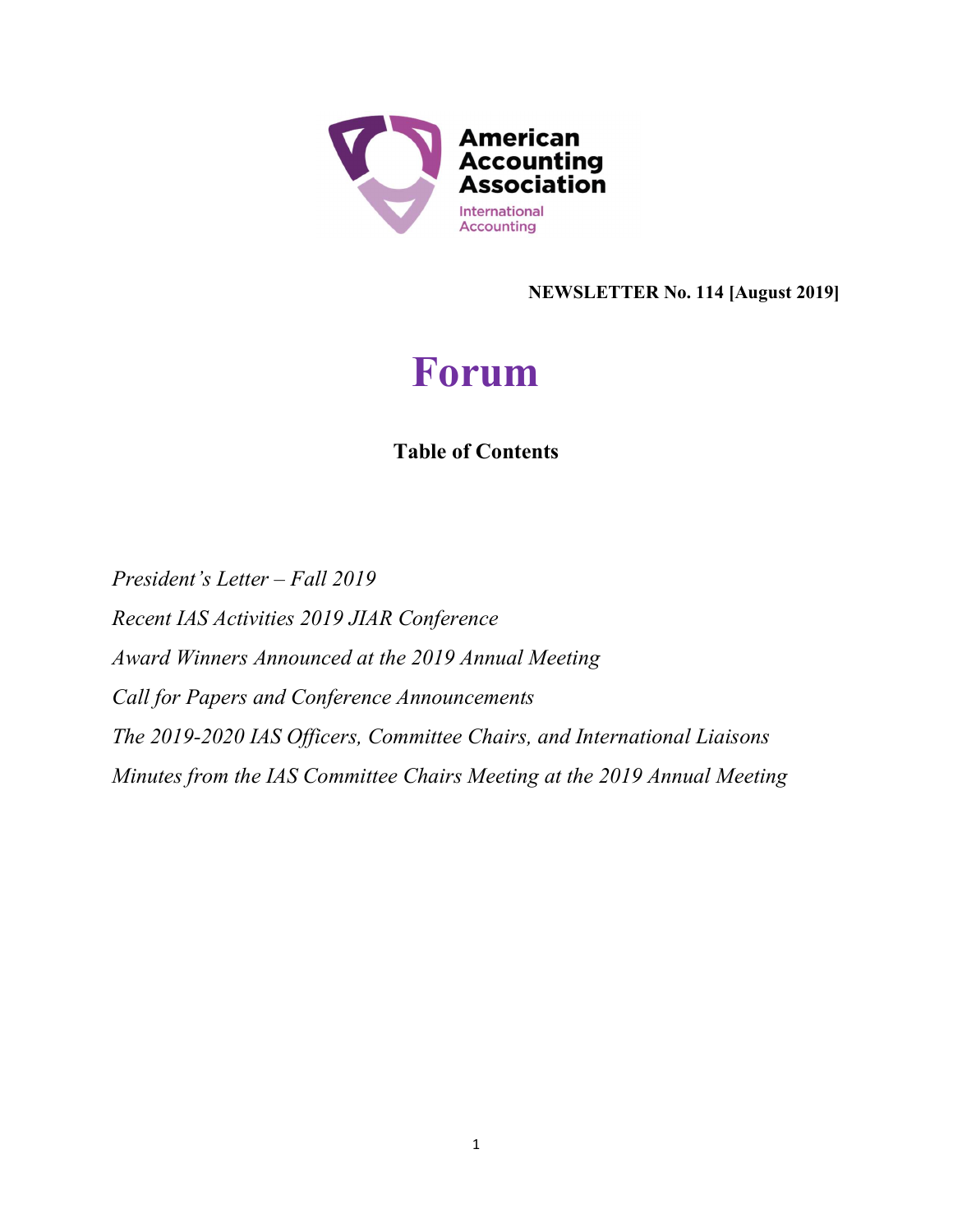American Accounting Association

International Accounting

**NEWSLETTER No. 114 [August 2019]**

# Forum

### Table of Contents

*President's Letter – Fall 2019*

*Recent IAS Activities 2019 JIAR Conference*

*Award Winners Announced at the 2019 Annual Meeting*

*Call for Papers and Conference Announcements*

*The 2019-2020 IAS Officers, Committee Chairs, and International Liaisons*

*Minutes from the IAS Committee Chairs Meeting at the 2019 Annual Meeting*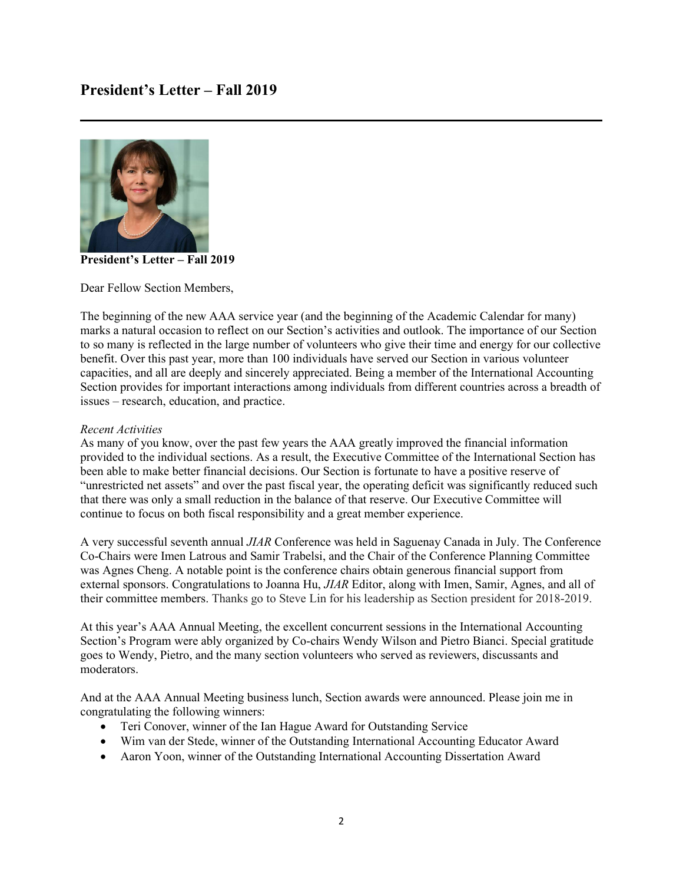# President's Letter – Fall 2019

**President's Letter – Fall 2019**

Dear Fellow Section Members,

The beginning of the new AAA service year (and the beginning of the Academic Calendar for many) marks a natural occasion to reflect on our Section's activities and outlook. The importance of our Section to so many is reflected in the large number of volunteers who give their time and energy for our collective benefit. Over this past year, more than 100 individuals have served our Section in various volunteer capacities, and all are deeply and sincerely appreciated. Being a member of the International Accounting Section provides for important interactions among individuals from different countries across a breadth of issues – research, education, and practice.

*Recent Activities*

As many of you know, over the past few years the AAA greatly improved the financial information provided to the individual sections. As a result, the Executive Committee of the International Section has been able to make better financial decisions. Our Section is fortunate to have a positive reserve of "unrestricted net assets" and over the past fiscal year, the operating deficit was significantly reduced such that there was only a small reduction in the balance of that reserve. Our Executive Committee will continue to focus on both fiscal responsibility and a great member experience.

A very successful seventh annual *JIAR* Conference was held in Saguenay Canada in July. The Conference Co-Chairs were Imen Latrous and Samir Trabelsi, and the Chair of the Conference Planning Committee was Agnes Cheng. A notable point is the conference chairs obtain generous financial support from external sponsors. Congratulations to Joanna Hu, *JIAR* Editor, along with Imen, Samir, Agnes, and all of their committee members. Thanks go to Steve Lin for his leadership as Section president for 2018-2019.

At this year's AAA Annual Meeting, the excellent concurrent sessions in the International Accounting Section's Program were ably organized by Co-chairs Wendy Wilson and Pietro Bianci. Special gratitude goes to Wendy, Pietro, and the many section volunteers who served as reviewers, discussants and moderators.

And at the AAA Annual Meeting business lunch, Section awards were announced. Please join me in congratulating the following winners:

- Teri Conover, winner of the Ian Hague Award for Outstanding Service
- Wim van der Stede, winner of the Outstanding International Accounting Educator Award
- Aaron Yoon, winner of the Outstanding International Accounting Dissertation Award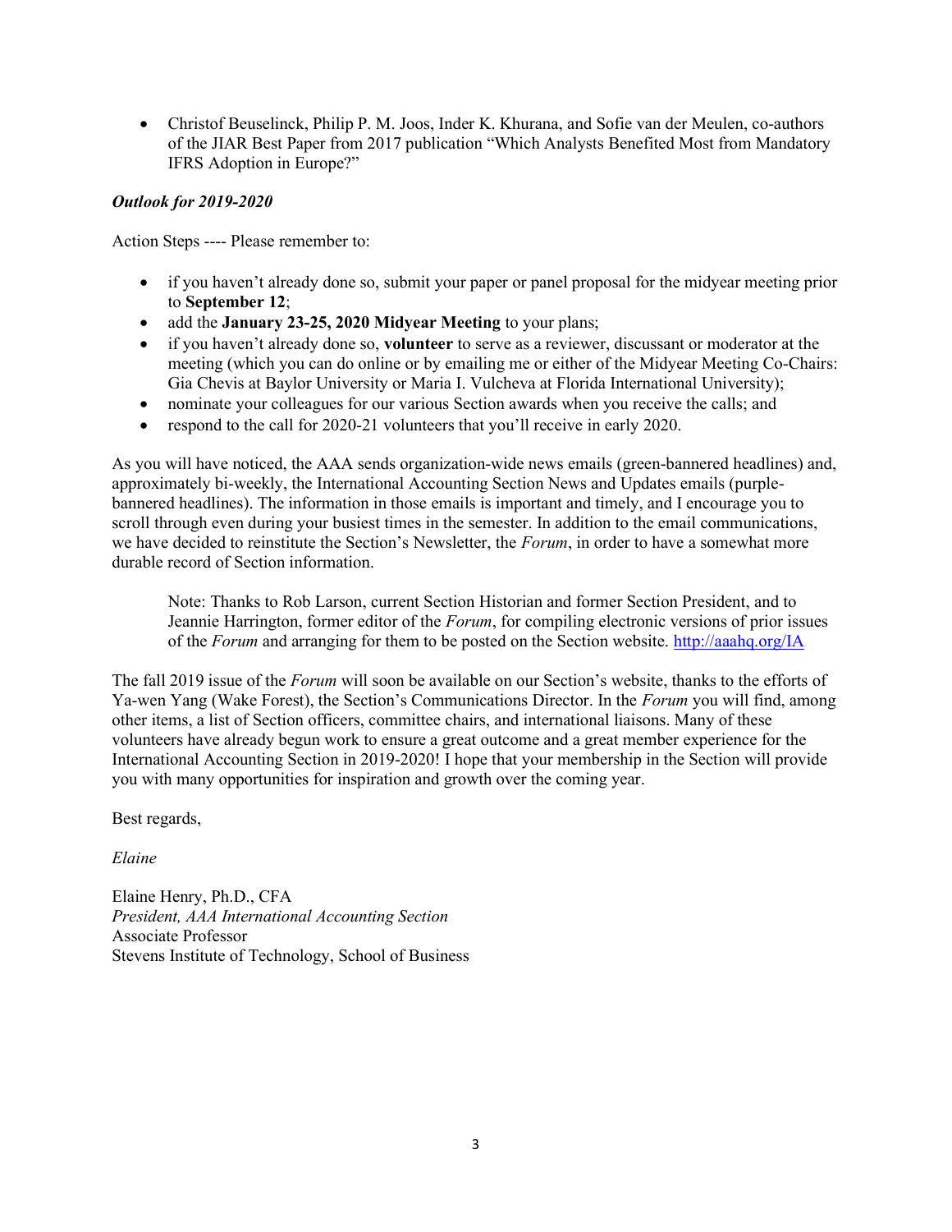- Christof Beuselinck, Philip P. M. Joos, Inder K. Khurana, and Sofie van der Meulen, co-authors of the JIAR Best Paper from 2017 publication "Which Analysts Benefited Most from Mandatory IFRS Adoption in Europe?"

### *Outlook for 2019-2020*

Action Steps ---- Please remember to:

- if you haven't already done so, submit your paper or panel proposal for the midyear meeting prior to **September 12**;
- add the **January 23-25, 2020 Midyear Meeting** to your plans;
- if you haven't already done so, **volunteer** to serve as a reviewer, discussant or moderator at the meeting (which you can do online or by emailing me or either of the Midyear Meeting Co-Chairs: Gia Chevis at Baylor University or Maria I. Vulcheva at Florida International University);
- nominate your colleagues for our various Section awards when you receive the calls; and
- respond to the call for 2020-21 volunteers that you'll receive in early 2020.

As you will have noticed, the AAA sends organization-wide news emails (green-bannered headlines) and, approximately bi-weekly, the International Accounting Section News and Updates emails (purple-bannered headlines). The information in those emails is important and timely, and I encourage you to scroll through even during your busiest times in the semester. In addition to the email communications, we have decided to reinstitute the Section's Newsletter, the *Forum*, in order to have a somewhat more durable record of Section information.

> Note: Thanks to Rob Larson, current Section Historian and former Section President, and to Jeannie Harrington, former editor of the *Forum*, for compiling electronic versions of prior issues of the *Forum* and arranging for them to be posted on the Section website. http://aaahq.org/IA

The fall 2019 issue of the *Forum* will soon be available on our Section's website, thanks to the efforts of Ya-wen Yang (Wake Forest), the Section's Communications Director. In the *Forum* you will find, among other items, a list of Section officers, committee chairs, and international liaisons. Many of these volunteers have already begun work to ensure a great outcome and a great member experience for the International Accounting Section in 2019-2020! I hope that your membership in the Section will provide you with many opportunities for inspiration and growth over the coming year.

Best regards,

*Elaine*

Elaine Henry, Ph.D., CFA
*President, AAA International Accounting Section*
Associate Professor
Stevens Institute of Technology, School of Business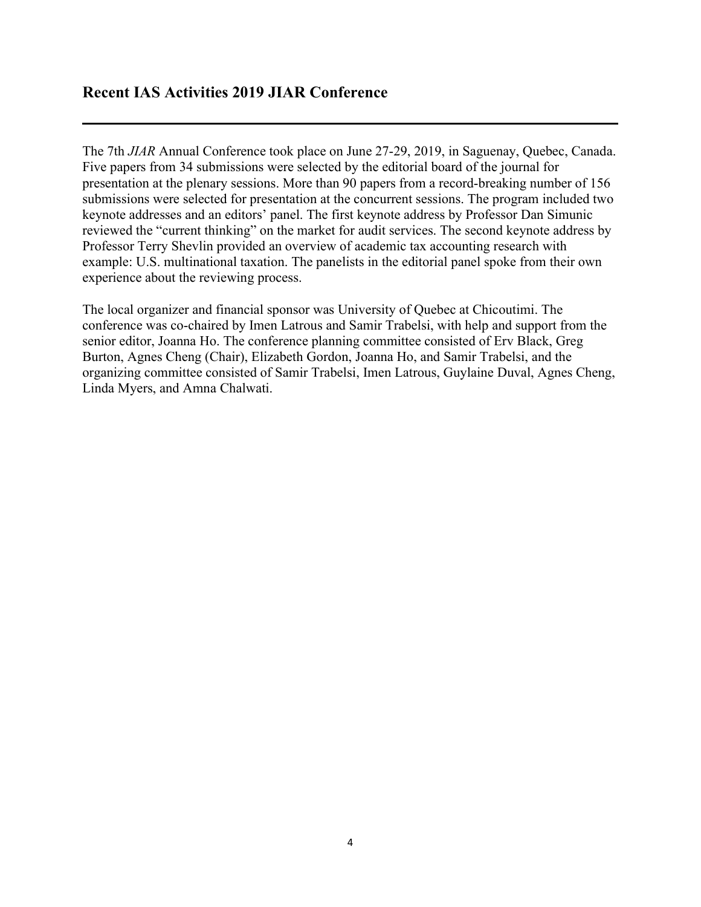## Recent IAS Activities 2019 JIAR Conference

The 7th *JIAR* Annual Conference took place on June 27-29, 2019, in Saguenay, Quebec, Canada. Five papers from 34 submissions were selected by the editorial board of the journal for presentation at the plenary sessions. More than 90 papers from a record-breaking number of 156 submissions were selected for presentation at the concurrent sessions. The program included two keynote addresses and an editors' panel. The first keynote address by Professor Dan Simunic reviewed the "current thinking" on the market for audit services. The second keynote address by Professor Terry Shevlin provided an overview of academic tax accounting research with example: U.S. multinational taxation. The panelists in the editorial panel spoke from their own experience about the reviewing process.

The local organizer and financial sponsor was University of Quebec at Chicoutimi. The conference was co-chaired by Imen Latrous and Samir Trabelsi, with help and support from the senior editor, Joanna Ho. The conference planning committee consisted of Erv Black, Greg Burton, Agnes Cheng (Chair), Elizabeth Gordon, Joanna Ho, and Samir Trabelsi, and the organizing committee consisted of Samir Trabelsi, Imen Latrous, Guylaine Duval, Agnes Cheng, Linda Myers, and Amna Chalwati.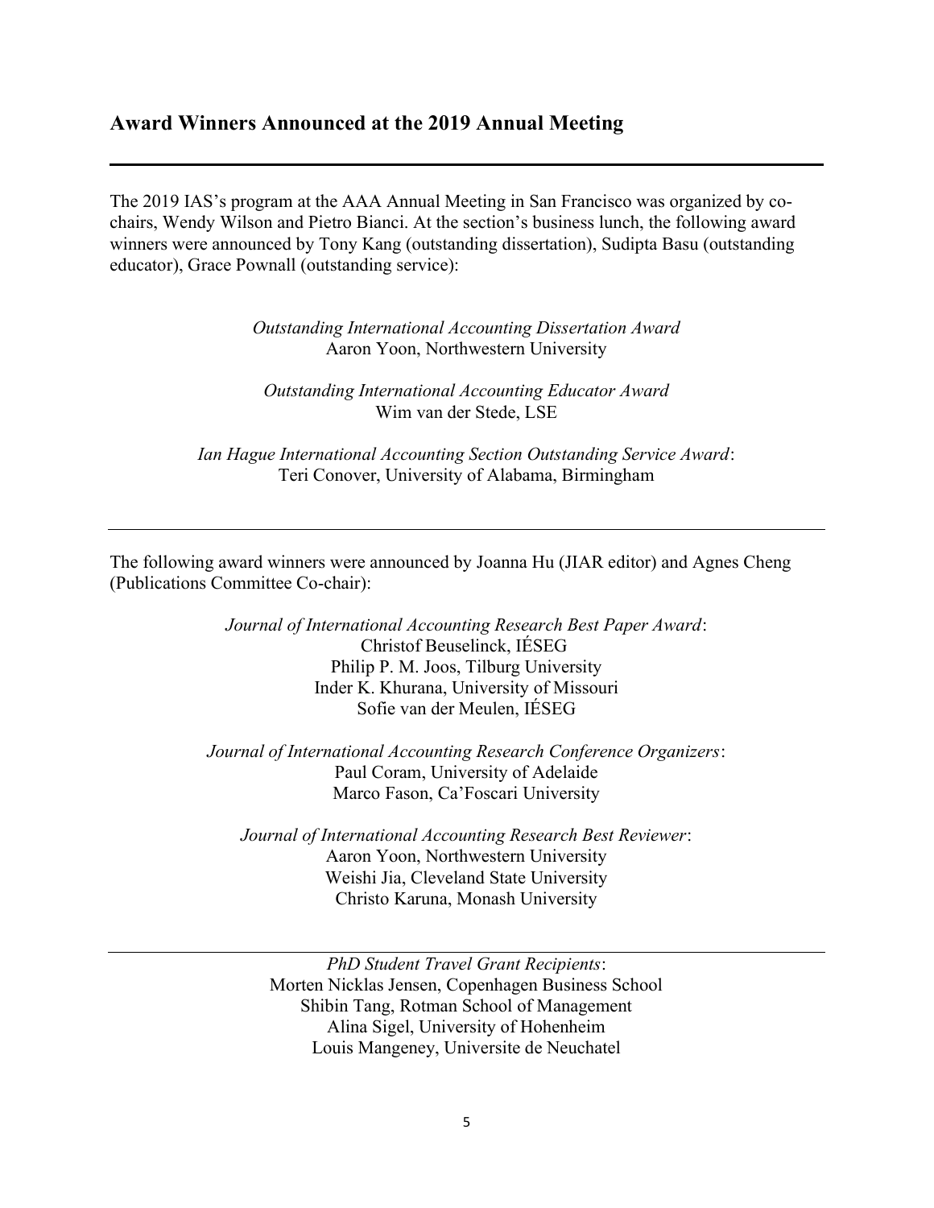## Award Winners Announced at the 2019 Annual Meeting

---

The 2019 IAS's program at the AAA Annual Meeting in San Francisco was organized by co-chairs, Wendy Wilson and Pietro Bianci. At the section's business lunch, the following award winners were announced by Tony Kang (outstanding dissertation), Sudipta Basu (outstanding educator), Grace Pownall (outstanding service):

*Outstanding International Accounting Dissertation Award*
Aaron Yoon, Northwestern University

*Outstanding International Accounting Educator Award*
Wim van der Stede, LSE

*Ian Hague International Accounting Section Outstanding Service Award*:
Teri Conover, University of Alabama, Birmingham

---

The following award winners were announced by Joanna Hu (JIAR editor) and Agnes Cheng (Publications Committee Co-chair):

*Journal of International Accounting Research Best Paper Award*:
Christof Beuselinck, IÉSEG
Philip P. M. Joos, Tilburg University
Inder K. Khurana, University of Missouri
Sofie van der Meulen, IÉSEG

*Journal of International Accounting Research Conference Organizers*:
Paul Coram, University of Adelaide
Marco Fason, Ca'Foscari University

*Journal of International Accounting Research Best Reviewer*:
Aaron Yoon, Northwestern University
Weishi Jia, Cleveland State University
Christo Karuna, Monash University

---

*PhD Student Travel Grant Recipients*:
Morten Nicklas Jensen, Copenhagen Business School
Shibin Tang, Rotman School of Management
Alina Sigel, University of Hohenheim
Louis Mangeney, Universite de Neuchatel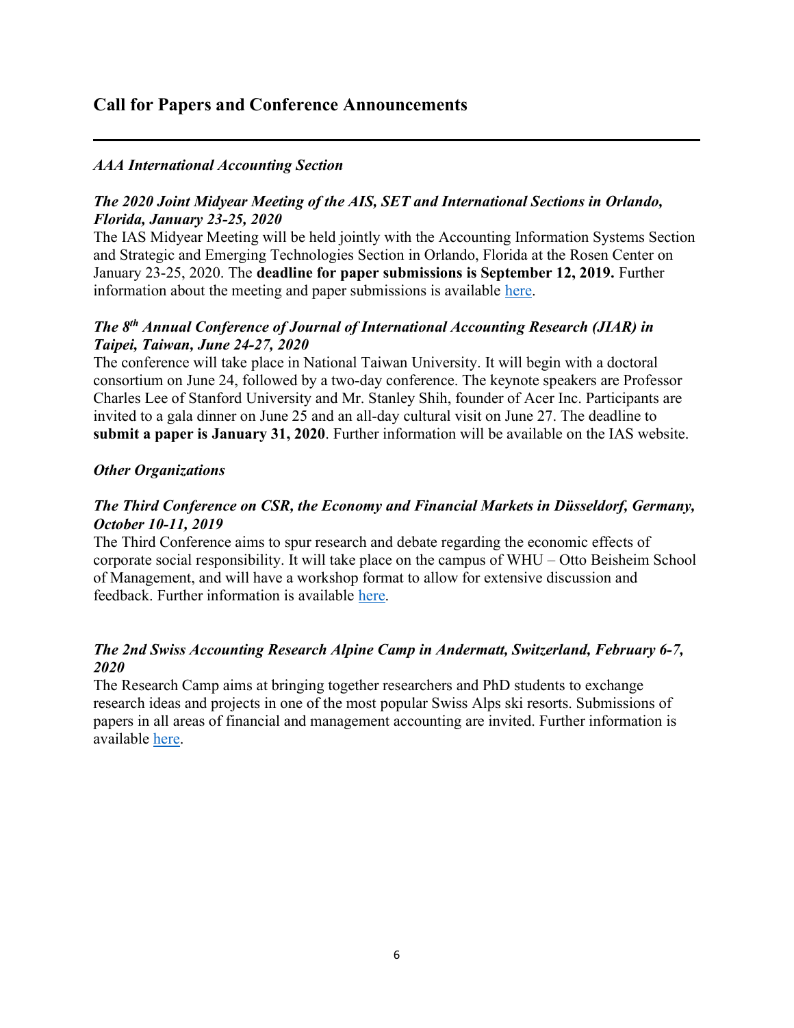## Call for Papers and Conference Announcements

---

### *AAA International Accounting Section*

#### *The 2020 Joint Midyear Meeting of the AIS, SET and International Sections in Orlando, Florida, January 23-25, 2020*

The IAS Midyear Meeting will be held jointly with the Accounting Information Systems Section and Strategic and Emerging Technologies Section in Orlando, Florida at the Rosen Center on January 23-25, 2020. The **deadline for paper submissions is September 12, 2019.** Further information about the meeting and paper submissions is available here.

#### *The 8th Annual Conference of Journal of International Accounting Research (JIAR) in Taipei, Taiwan, June 24-27, 2020*

The conference will take place in National Taiwan University. It will begin with a doctoral consortium on June 24, followed by a two-day conference. The keynote speakers are Professor Charles Lee of Stanford University and Mr. Stanley Shih, founder of Acer Inc. Participants are invited to a gala dinner on June 25 and an all-day cultural visit on June 27. The deadline to **submit a paper is January 31, 2020**. Further information will be available on the IAS website.

### *Other Organizations*

#### *The Third Conference on CSR, the Economy and Financial Markets in Düsseldorf, Germany, October 10-11, 2019*

The Third Conference aims to spur research and debate regarding the economic effects of corporate social responsibility. It will take place on the campus of WHU – Otto Beisheim School of Management, and will have a workshop format to allow for extensive discussion and feedback. Further information is available here.

#### *The 2nd Swiss Accounting Research Alpine Camp in Andermatt, Switzerland, February 6-7, 2020*

The Research Camp aims at bringing together researchers and PhD students to exchange research ideas and projects in one of the most popular Swiss Alps ski resorts. Submissions of papers in all areas of financial and management accounting are invited. Further information is available here.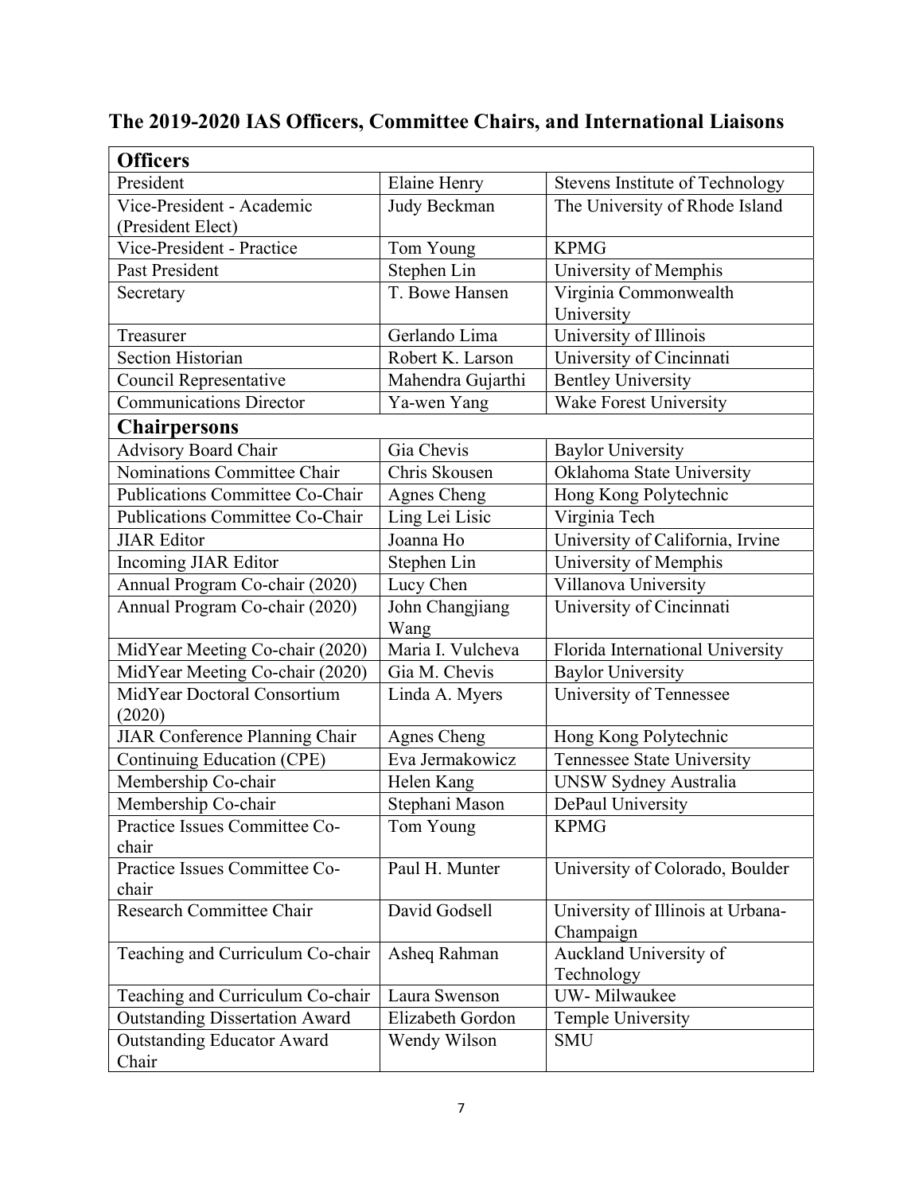## The 2019-2020 IAS Officers, Committee Chairs, and International Liaisons

| **Officers** | | |
|---|---|---|
| President | Elaine Henry | Stevens Institute of Technology |
| Vice-President - Academic (President Elect) | Judy Beckman | The University of Rhode Island |
| Vice-President - Practice | Tom Young | KPMG |
| Past President | Stephen Lin | University of Memphis |
| Secretary | T. Bowe Hansen | Virginia Commonwealth University |
| Treasurer | Gerlando Lima | University of Illinois |
| Section Historian | Robert K. Larson | University of Cincinnati |
| Council Representative | Mahendra Gujarthi | Bentley University |
| Communications Director | Ya-wen Yang | Wake Forest University |
| **Chairpersons** | | |
| Advisory Board Chair | Gia Chevis | Baylor University |
| Nominations Committee Chair | Chris Skousen | Oklahoma State University |
| Publications Committee Co-Chair | Agnes Cheng | Hong Kong Polytechnic |
| Publications Committee Co-Chair | Ling Lei Lisic | Virginia Tech |
| JIAR Editor | Joanna Ho | University of California, Irvine |
| Incoming JIAR Editor | Stephen Lin | University of Memphis |
| Annual Program Co-chair (2020) | Lucy Chen | Villanova University |
| Annual Program Co-chair (2020) | John Changjiang Wang | University of Cincinnati |
| MidYear Meeting Co-chair (2020) | Maria I. Vulcheva | Florida International University |
| MidYear Meeting Co-chair (2020) | Gia M. Chevis | Baylor University |
| MidYear Doctoral Consortium (2020) | Linda A. Myers | University of Tennessee |
| JIAR Conference Planning Chair | Agnes Cheng | Hong Kong Polytechnic |
| Continuing Education (CPE) | Eva Jermakowicz | Tennessee State University |
| Membership Co-chair | Helen Kang | UNSW Sydney Australia |
| Membership Co-chair | Stephani Mason | DePaul University |
| Practice Issues Committee Co-chair | Tom Young | KPMG |
| Practice Issues Committee Co-chair | Paul H. Munter | University of Colorado, Boulder |
| Research Committee Chair | David Godsell | University of Illinois at Urbana-Champaign |
| Teaching and Curriculum Co-chair | Asheq Rahman | Auckland University of Technology |
| Teaching and Curriculum Co-chair | Laura Swenson | UW- Milwaukee |
| Outstanding Dissertation Award | Elizabeth Gordon | Temple University |
| Outstanding Educator Award Chair | Wendy Wilson | SMU |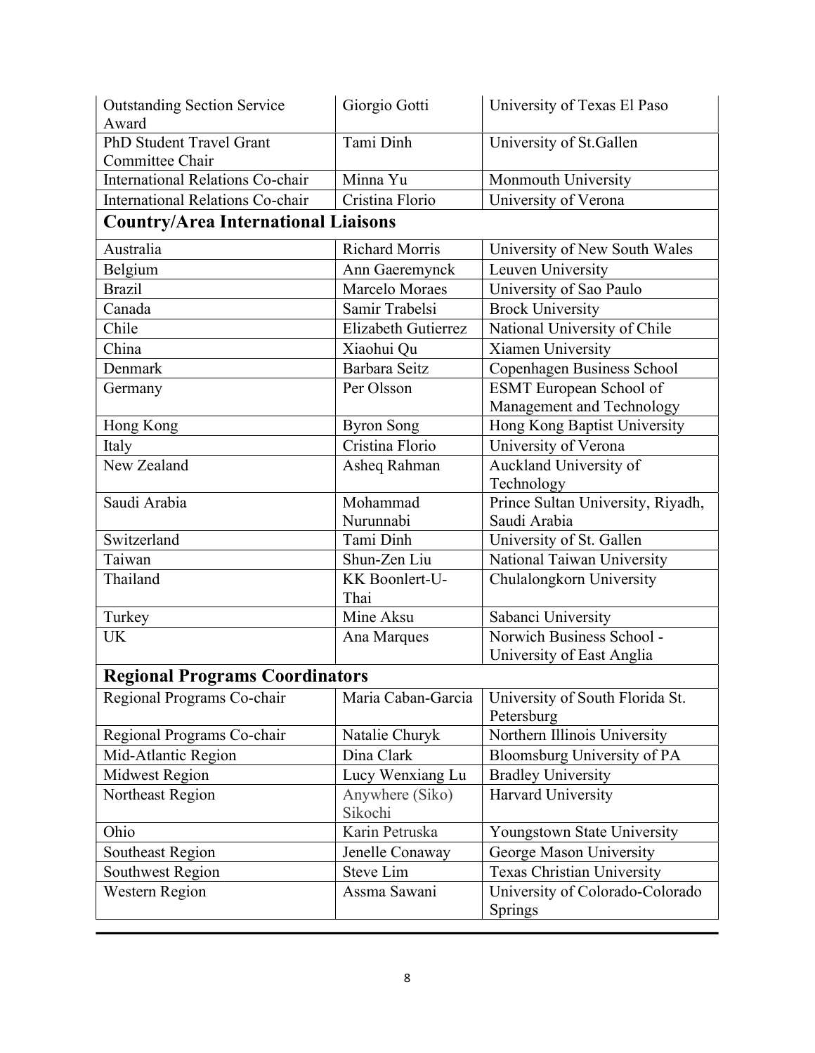| | | |
|---|---|---|
| Outstanding Section Service Award | Giorgio Gotti | University of Texas El Paso |
| PhD Student Travel Grant Committee Chair | Tami Dinh | University of St.Gallen |
| International Relations Co-chair | Minna Yu | Monmouth University |
| International Relations Co-chair | Cristina Florio | University of Verona |
| **Country/Area International Liaisons** | | |
| Australia | Richard Morris | University of New South Wales |
| Belgium | Ann Gaeremynck | Leuven University |
| Brazil | Marcelo Moraes | University of Sao Paulo |
| Canada | Samir Trabelsi | Brock University |
| Chile | Elizabeth Gutierrez | National University of Chile |
| China | Xiaohui Qu | Xiamen University |
| Denmark | Barbara Seitz | Copenhagen Business School |
| Germany | Per Olsson | ESMT European School of Management and Technology |
| Hong Kong | Byron Song | Hong Kong Baptist University |
| Italy | Cristina Florio | University of Verona |
| New Zealand | Asheq Rahman | Auckland University of Technology |
| Saudi Arabia | Mohammad Nurunnabi | Prince Sultan University, Riyadh, Saudi Arabia |
| Switzerland | Tami Dinh | University of St. Gallen |
| Taiwan | Shun-Zen Liu | National Taiwan University |
| Thailand | KK Boonlert-U-Thai | Chulalongkorn University |
| Turkey | Mine Aksu | Sabanci University |
| UK | Ana Marques | Norwich Business School - University of East Anglia |
| **Regional Programs Coordinators** | | |
| Regional Programs Co-chair | Maria Caban-Garcia | University of South Florida St. Petersburg |
| Regional Programs Co-chair | Natalie Churyk | Northern Illinois University |
| Mid-Atlantic Region | Dina Clark | Bloomsburg University of PA |
| Midwest Region | Lucy Wenxiang Lu | Bradley University |
| Northeast Region | Anywhere (Siko) Sikochi | Harvard University |
| Ohio | Karin Petruska | Youngstown State University |
| Southeast Region | Jenelle Conaway | George Mason University |
| Southwest Region | Steve Lim | Texas Christian University |
| Western Region | Assma Sawani | University of Colorado-Colorado Springs |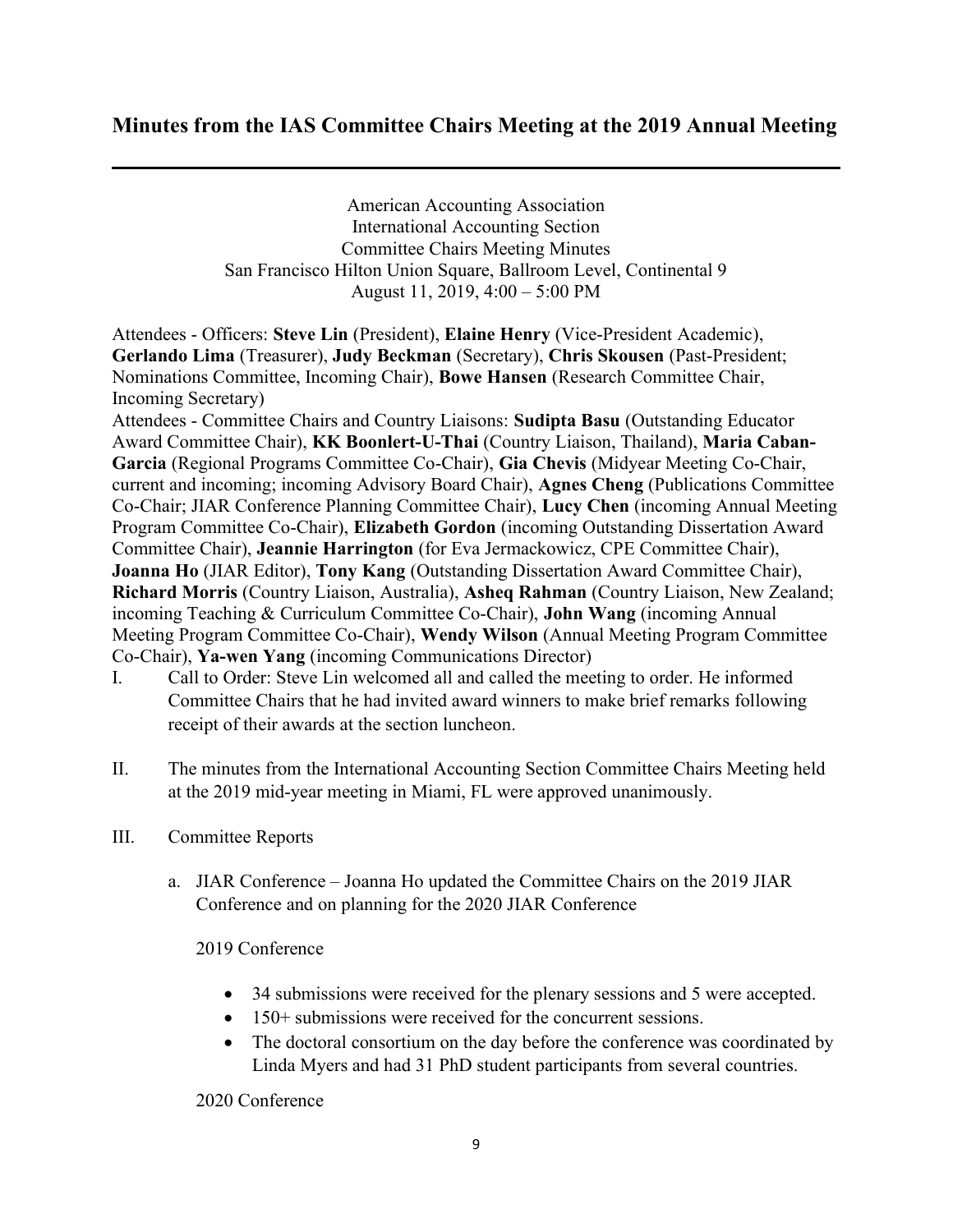## Minutes from the IAS Committee Chairs Meeting at the 2019 Annual Meeting

---

American Accounting Association
International Accounting Section
Committee Chairs Meeting Minutes
San Francisco Hilton Union Square, Ballroom Level, Continental 9
August 11, 2019, 4:00 – 5:00 PM

Attendees - Officers: **Steve Lin** (President), **Elaine Henry** (Vice-President Academic), **Gerlando Lima** (Treasurer), **Judy Beckman** (Secretary), **Chris Skousen** (Past-President; Nominations Committee, Incoming Chair), **Bowe Hansen** (Research Committee Chair, Incoming Secretary)

Attendees - Committee Chairs and Country Liaisons: **Sudipta Basu** (Outstanding Educator Award Committee Chair), **KK Boonlert-U-Thai** (Country Liaison, Thailand), **Maria Caban-Garcia** (Regional Programs Committee Co-Chair), **Gia Chevis** (Midyear Meeting Co-Chair, current and incoming; incoming Advisory Board Chair), **Agnes Cheng** (Publications Committee Co-Chair; JIAR Conference Planning Committee Chair), **Lucy Chen** (incoming Annual Meeting Program Committee Co-Chair), **Elizabeth Gordon** (incoming Outstanding Dissertation Award Committee Chair), **Jeannie Harrington** (for Eva Jermackowicz, CPE Committee Chair), **Joanna Ho** (JIAR Editor), **Tony Kang** (Outstanding Dissertation Award Committee Chair), **Richard Morris** (Country Liaison, Australia), **Asheq Rahman** (Country Liaison, New Zealand; incoming Teaching & Curriculum Committee Co-Chair), **John Wang** (incoming Annual Meeting Program Committee Co-Chair), **Wendy Wilson** (Annual Meeting Program Committee Co-Chair), **Ya-wen Yang** (incoming Communications Director)

I. Call to Order: Steve Lin welcomed all and called the meeting to order. He informed Committee Chairs that he had invited award winners to make brief remarks following receipt of their awards at the section luncheon.

II. The minutes from the International Accounting Section Committee Chairs Meeting held at the 2019 mid-year meeting in Miami, FL were approved unanimously.

III. Committee Reports

a. JIAR Conference – Joanna Ho updated the Committee Chairs on the 2019 JIAR Conference and on planning for the 2020 JIAR Conference

2019 Conference

- 34 submissions were received for the plenary sessions and 5 were accepted.
- 150+ submissions were received for the concurrent sessions.
- The doctoral consortium on the day before the conference was coordinated by Linda Myers and had 31 PhD student participants from several countries.

2020 Conference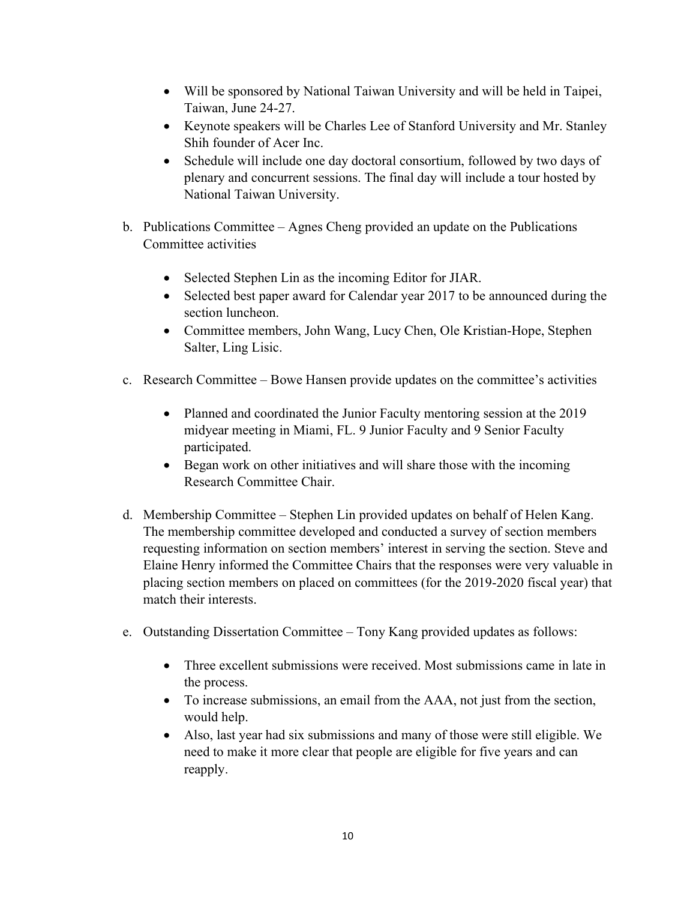- Will be sponsored by National Taiwan University and will be held in Taipei, Taiwan, June 24-27.
- Keynote speakers will be Charles Lee of Stanford University and Mr. Stanley Shih founder of Acer Inc.
- Schedule will include one day doctoral consortium, followed by two days of plenary and concurrent sessions. The final day will include a tour hosted by National Taiwan University.

b. Publications Committee – Agnes Cheng provided an update on the Publications Committee activities

- Selected Stephen Lin as the incoming Editor for JIAR.
- Selected best paper award for Calendar year 2017 to be announced during the section luncheon.
- Committee members, John Wang, Lucy Chen, Ole Kristian-Hope, Stephen Salter, Ling Lisic.

c. Research Committee – Bowe Hansen provide updates on the committee's activities

- Planned and coordinated the Junior Faculty mentoring session at the 2019 midyear meeting in Miami, FL. 9 Junior Faculty and 9 Senior Faculty participated.
- Began work on other initiatives and will share those with the incoming Research Committee Chair.

d. Membership Committee – Stephen Lin provided updates on behalf of Helen Kang. The membership committee developed and conducted a survey of section members requesting information on section members' interest in serving the section. Steve and Elaine Henry informed the Committee Chairs that the responses were very valuable in placing section members on placed on committees (for the 2019-2020 fiscal year) that match their interests.

e. Outstanding Dissertation Committee – Tony Kang provided updates as follows:

- Three excellent submissions were received. Most submissions came in late in the process.
- To increase submissions, an email from the AAA, not just from the section, would help.
- Also, last year had six submissions and many of those were still eligible. We need to make it more clear that people are eligible for five years and can reapply.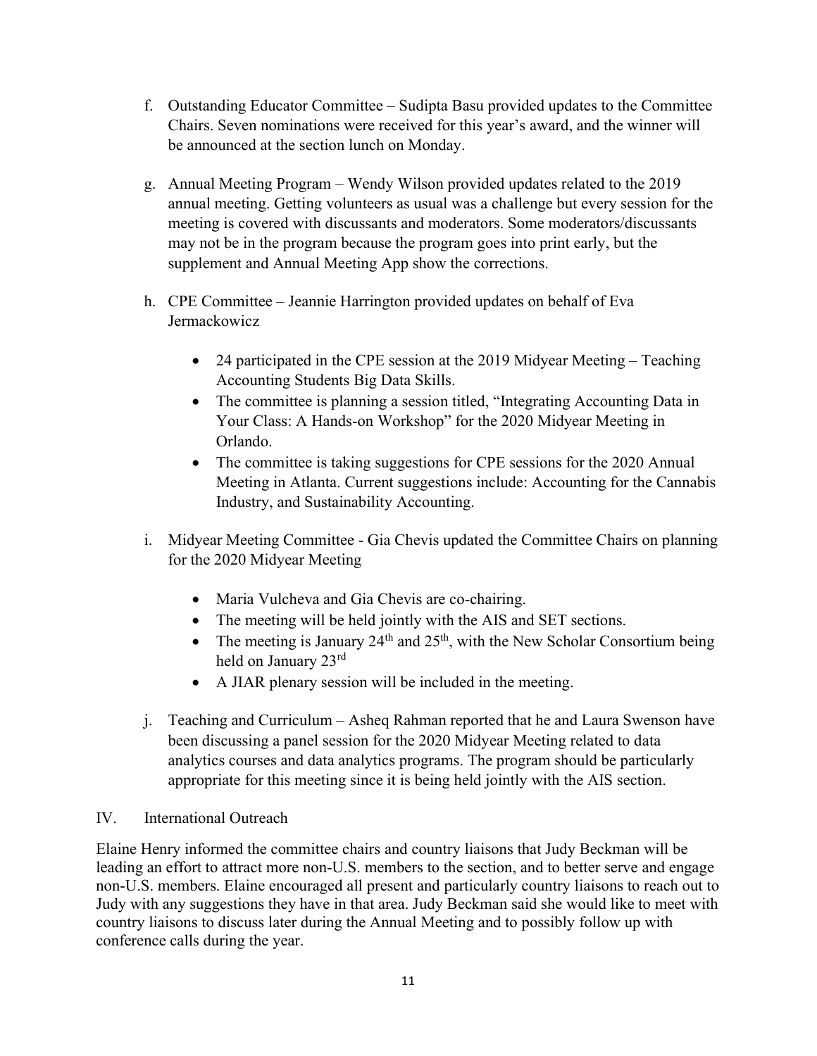f. Outstanding Educator Committee – Sudipta Basu provided updates to the Committee Chairs. Seven nominations were received for this year's award, and the winner will be announced at the section lunch on Monday.

g. Annual Meeting Program – Wendy Wilson provided updates related to the 2019 annual meeting. Getting volunteers as usual was a challenge but every session for the meeting is covered with discussants and moderators. Some moderators/discussants may not be in the program because the program goes into print early, but the supplement and Annual Meeting App show the corrections.

h. CPE Committee – Jeannie Harrington provided updates on behalf of Eva Jermackowicz

- 24 participated in the CPE session at the 2019 Midyear Meeting – Teaching Accounting Students Big Data Skills.
- The committee is planning a session titled, "Integrating Accounting Data in Your Class: A Hands-on Workshop" for the 2020 Midyear Meeting in Orlando.
- The committee is taking suggestions for CPE sessions for the 2020 Annual Meeting in Atlanta. Current suggestions include: Accounting for the Cannabis Industry, and Sustainability Accounting.

i. Midyear Meeting Committee - Gia Chevis updated the Committee Chairs on planning for the 2020 Midyear Meeting

- Maria Vulcheva and Gia Chevis are co-chairing.
- The meeting will be held jointly with the AIS and SET sections.
- The meeting is January 24th and 25th, with the New Scholar Consortium being held on January 23rd
- A JIAR plenary session will be included in the meeting.

j. Teaching and Curriculum – Asheq Rahman reported that he and Laura Swenson have been discussing a panel session for the 2020 Midyear Meeting related to data analytics courses and data analytics programs. The program should be particularly appropriate for this meeting since it is being held jointly with the AIS section.

## IV. International Outreach

Elaine Henry informed the committee chairs and country liaisons that Judy Beckman will be leading an effort to attract more non-U.S. members to the section, and to better serve and engage non-U.S. members. Elaine encouraged all present and particularly country liaisons to reach out to Judy with any suggestions they have in that area. Judy Beckman said she would like to meet with country liaisons to discuss later during the Annual Meeting and to possibly follow up with conference calls during the year.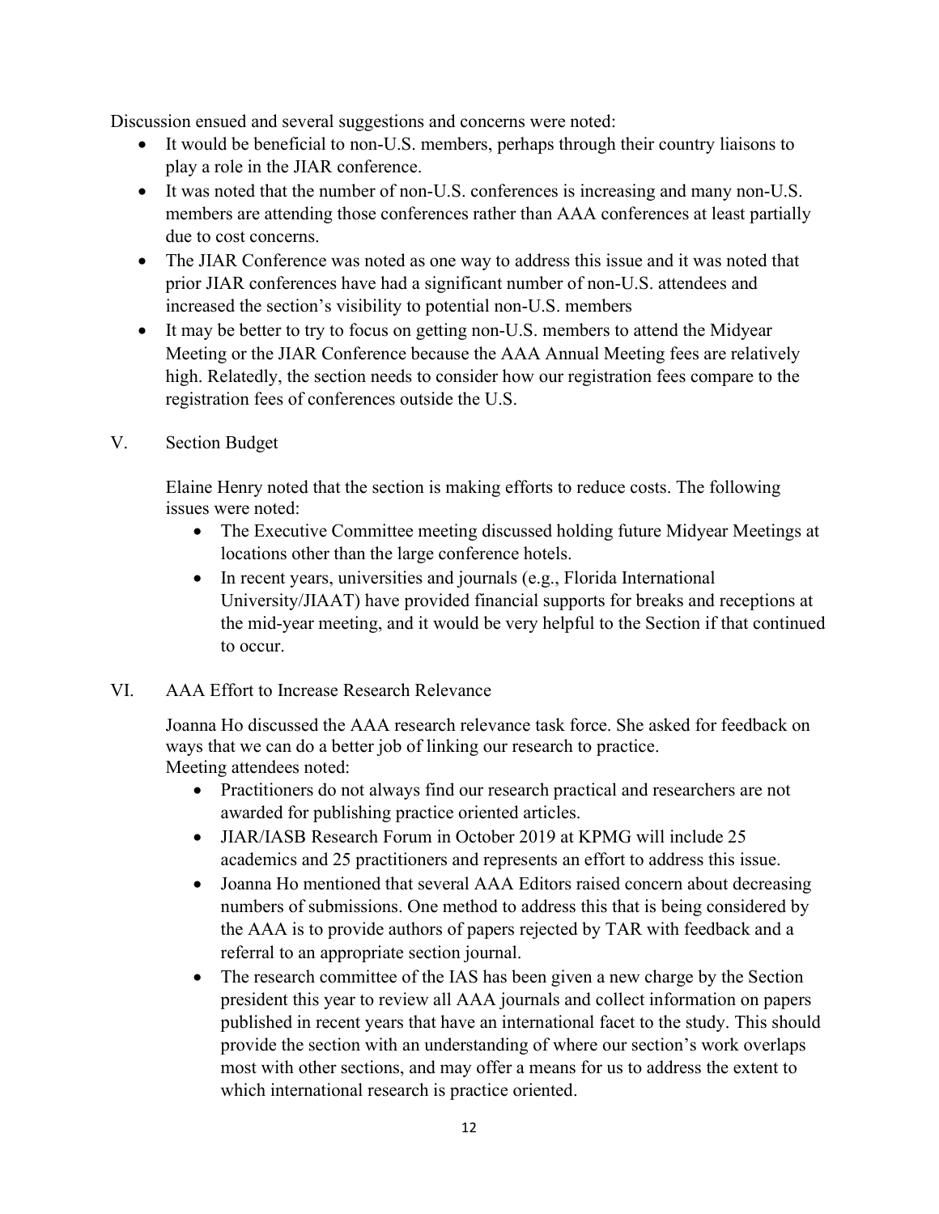Discussion ensued and several suggestions and concerns were noted:

- It would be beneficial to non-U.S. members, perhaps through their country liaisons to play a role in the JIAR conference.
- It was noted that the number of non-U.S. conferences is increasing and many non-U.S. members are attending those conferences rather than AAA conferences at least partially due to cost concerns.
- The JIAR Conference was noted as one way to address this issue and it was noted that prior JIAR conferences have had a significant number of non-U.S. attendees and increased the section's visibility to potential non-U.S. members
- It may be better to try to focus on getting non-U.S. members to attend the Midyear Meeting or the JIAR Conference because the AAA Annual Meeting fees are relatively high. Relatedly, the section needs to consider how our registration fees compare to the registration fees of conferences outside the U.S.

## V. Section Budget

Elaine Henry noted that the section is making efforts to reduce costs. The following issues were noted:

- The Executive Committee meeting discussed holding future Midyear Meetings at locations other than the large conference hotels.
- In recent years, universities and journals (e.g., Florida International University/JIAAT) have provided financial supports for breaks and receptions at the mid-year meeting, and it would be very helpful to the Section if that continued to occur.

## VI. AAA Effort to Increase Research Relevance

Joanna Ho discussed the AAA research relevance task force. She asked for feedback on ways that we can do a better job of linking our research to practice.
Meeting attendees noted:

- Practitioners do not always find our research practical and researchers are not awarded for publishing practice oriented articles.
- JIAR/IASB Research Forum in October 2019 at KPMG will include 25 academics and 25 practitioners and represents an effort to address this issue.
- Joanna Ho mentioned that several AAA Editors raised concern about decreasing numbers of submissions. One method to address this that is being considered by the AAA is to provide authors of papers rejected by TAR with feedback and a referral to an appropriate section journal.
- The research committee of the IAS has been given a new charge by the Section president this year to review all AAA journals and collect information on papers published in recent years that have an international facet to the study. This should provide the section with an understanding of where our section's work overlaps most with other sections, and may offer a means for us to address the extent to which international research is practice oriented.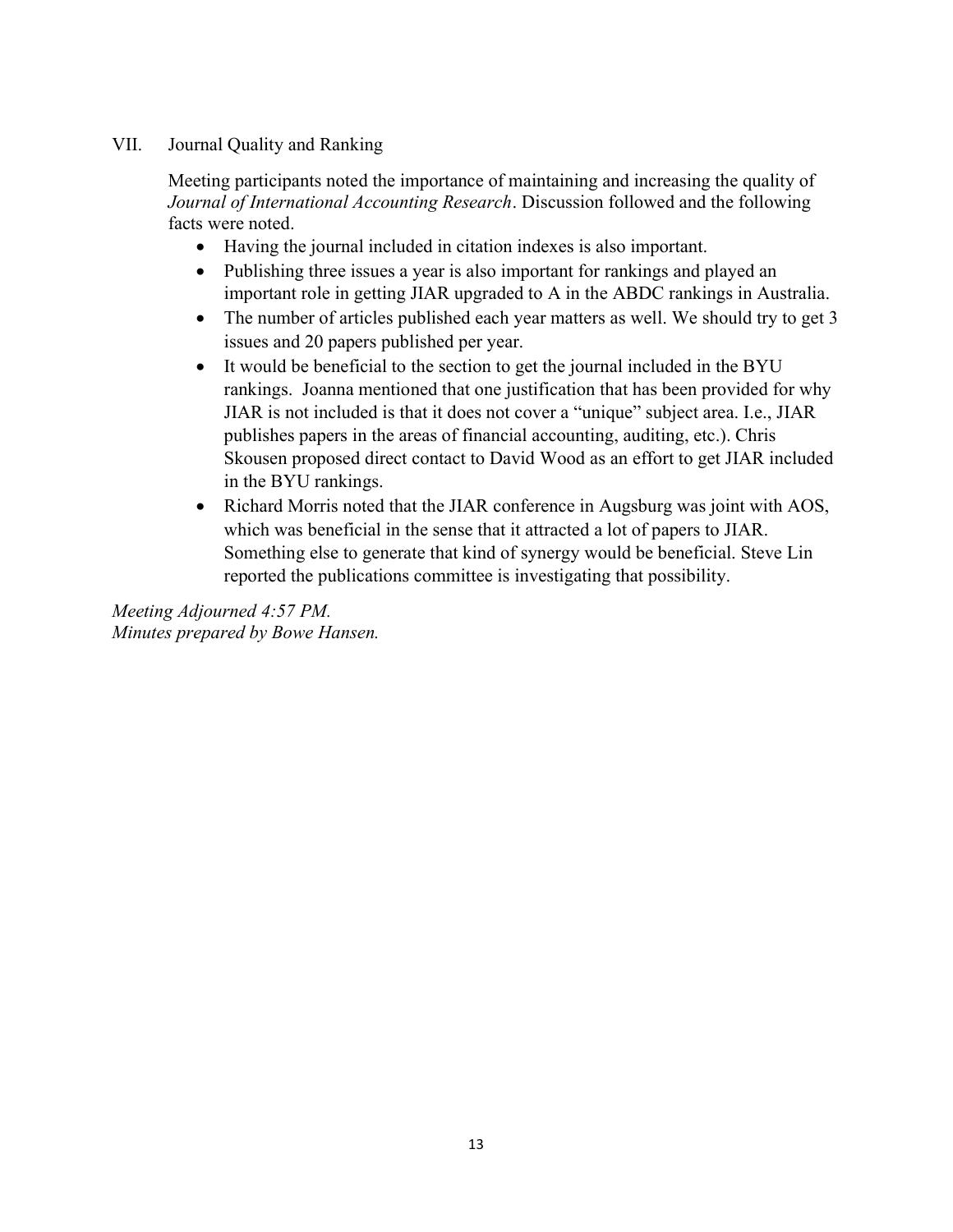## VII. Journal Quality and Ranking

Meeting participants noted the importance of maintaining and increasing the quality of *Journal of International Accounting Research*. Discussion followed and the following facts were noted.

- Having the journal included in citation indexes is also important.
- Publishing three issues a year is also important for rankings and played an important role in getting JIAR upgraded to A in the ABDC rankings in Australia.
- The number of articles published each year matters as well. We should try to get 3 issues and 20 papers published per year.
- It would be beneficial to the section to get the journal included in the BYU rankings. Joanna mentioned that one justification that has been provided for why JIAR is not included is that it does not cover a "unique" subject area. I.e., JIAR publishes papers in the areas of financial accounting, auditing, etc.). Chris Skousen proposed direct contact to David Wood as an effort to get JIAR included in the BYU rankings.
- Richard Morris noted that the JIAR conference in Augsburg was joint with AOS, which was beneficial in the sense that it attracted a lot of papers to JIAR. Something else to generate that kind of synergy would be beneficial. Steve Lin reported the publications committee is investigating that possibility.

*Meeting Adjourned 4:57 PM.*
*Minutes prepared by Bowe Hansen.*